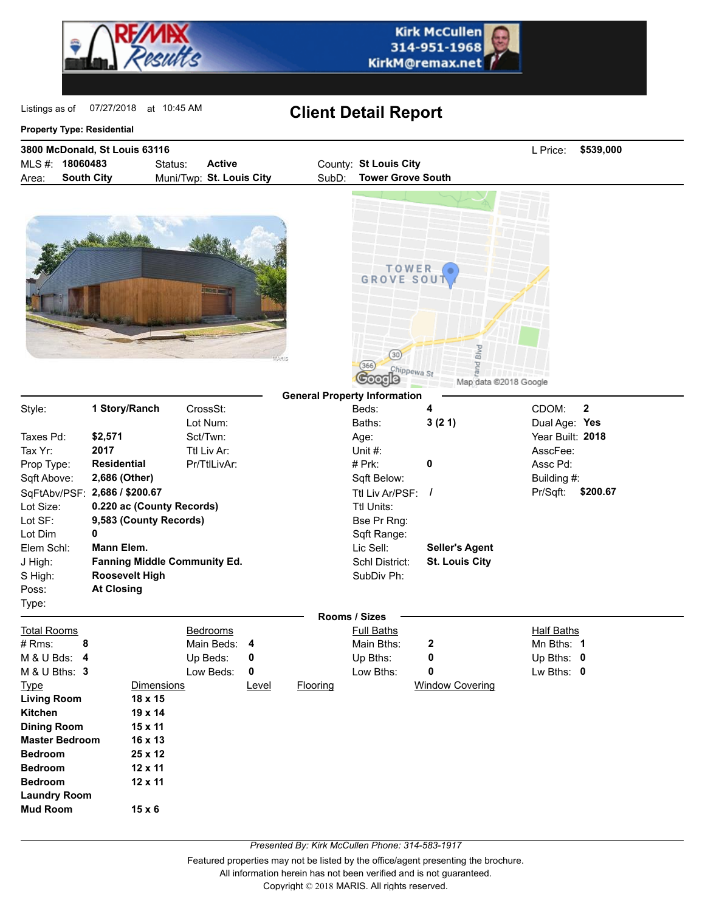Kirk McCullen
314-951-1968
KirkM@remax.net

Listings as of 07/27/2018 at 10:45 AM

# Client Detail Report

**Property Type: Residential**

**3800 McDonald, St Louis 63116** L Price: **$539,000**

| | | | | | |
|---|---|---|---|---|---|
| MLS #: | **18060483** | Status: | **Active** | County: | **St Louis City** |
| Area: | **South City** | Muni/Twp: | **St. Louis City** | SubD: | **Tower Grove South** |

## General Property Information

| | | | | | | | |
|---|---|---|---|---|---|---|---|
| Style: | **1 Story/Ranch** | CrossSt: | | Beds: | **4** | CDOM: | **2** |
| | | Lot Num: | | Baths: | **3 (2 1)** | Dual Age: | **Yes** |
| Taxes Pd: | **$2,571** | Sct/Twn: | | Age: | | Year Built: | **2018** |
| Tax Yr: | **2017** | Ttl Liv Ar: | | Unit #: | | AsscFee: | |
| Prop Type: | **Residential** | Pr/TtlLivAr: | | # Prk: | **0** | Assc Pd: | |
| Sqft Above: | **2,686 (Other)** | | | Sqft Below: | | Building #: | |
| SqFtAbv/PSF: | **2,686 / $200.67** | | | Ttl Liv Ar/PSF: | **/** | Pr/Sqft: | **$200.67** |
| Lot Size: | **0.220 ac (County Records)** | | | Ttl Units: | | | |
| Lot SF: | **9,583 (County Records)** | | | Bse Pr Rng: | | | |
| Lot Dim | **0** | | | Sqft Range: | | | |
| Elem Schl: | **Mann Elem.** | | | Lic Sell: | **Seller's Agent** | | |
| J High: | **Fanning Middle Community Ed.** | | | Schl District: | **St. Louis City** | | |
| S High: | **Roosevelt High** | | | SubDiv Ph: | | | |
| Poss: | **At Closing** | | | | | | |
| Type: | | | | | | | |

## Rooms / Sizes

| Total Rooms | | Bedrooms | | Full Baths | | Half Baths | |
|---|---|---|---|---|---|---|---|
| # Rms: | **8** | Main Beds: | **4** | Main Bths: | **2** | Mn Bths: | **1** |
| M & U Bds: | **4** | Up Beds: | **0** | Up Bths: | **0** | Up Bths: | **0** |
| M & U Bths: | **3** | Low Beds: | **0** | Low Bths: | **0** | Lw Bths: | **0** |

| Type | Dimensions | Level | Flooring | Window Covering |
|---|---|---|---|---|
| **Living Room** | **18 x 15** | | | |
| **Kitchen** | **19 x 14** | | | |
| **Dining Room** | **15 x 11** | | | |
| **Master Bedroom** | **16 x 13** | | | |
| **Bedroom** | **25 x 12** | | | |
| **Bedroom** | **12 x 11** | | | |
| **Bedroom** | **12 x 11** | | | |
| **Laundry Room** | | | | |
| **Mud Room** | **15 x 6** | | | |

*Presented By: Kirk McCullen Phone: 314-583-1917*

Featured properties may not be listed by the office/agent presenting the brochure.
All information herein has not been verified and is not guaranteed.
Copyright © 2018 MARIS. All rights reserved.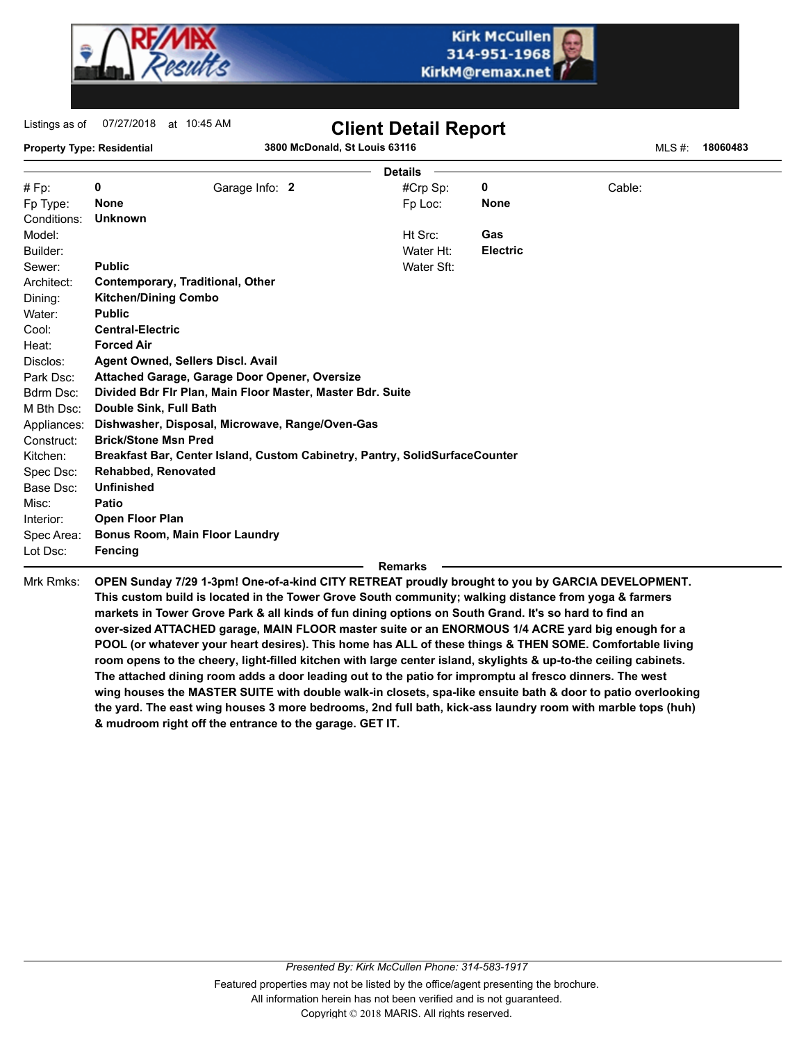Kirk McCullen
314-951-1968
KirkM@remax.net

Listings as of 07/27/2018 at 10:45 AM

# Client Detail Report

**Property Type: Residential** **3800 McDonald, St Louis 63116** MLS #: **18060483**

## Details

| | | | | | |
|---|---|---|---|---|---|
| # Fp: | **0** | Garage Info: **2** | #Crp Sp: | **0** | Cable: |
| Fp Type: | **None** | | Fp Loc: | **None** | |
| Conditions: | **Unknown** | | | | |
| Model: | | | Ht Src: | **Gas** | |
| Builder: | | | Water Ht: | **Electric** | |
| Sewer: | **Public** | | Water Sft: | | |

| | |
|---|---|
| Architect: | **Contemporary, Traditional, Other** |
| Dining: | **Kitchen/Dining Combo** |
| Water: | **Public** |
| Cool: | **Central-Electric** |
| Heat: | **Forced Air** |
| Disclos: | **Agent Owned, Sellers Discl. Avail** |
| Park Dsc: | **Attached Garage, Garage Door Opener, Oversize** |
| Bdrm Dsc: | **Divided Bdr Flr Plan, Main Floor Master, Master Bdr. Suite** |
| M Bth Dsc: | **Double Sink, Full Bath** |
| Appliances: | **Dishwasher, Disposal, Microwave, Range/Oven-Gas** |
| Construct: | **Brick/Stone Msn Pred** |
| Kitchen: | **Breakfast Bar, Center Island, Custom Cabinetry, Pantry, SolidSurfaceCounter** |
| Spec Dsc: | **Rehabbed, Renovated** |
| Base Dsc: | **Unfinished** |
| Misc: | **Patio** |
| Interior: | **Open Floor Plan** |
| Spec Area: | **Bonus Room, Main Floor Laundry** |
| Lot Dsc: | **Fencing** |

## Remarks

Mrk Rmks: **OPEN Sunday 7/29 1-3pm! One-of-a-kind CITY RETREAT proudly brought to you by GARCIA DEVELOPMENT. This custom build is located in the Tower Grove South community; walking distance from yoga & farmers markets in Tower Grove Park & all kinds of fun dining options on South Grand. It's so hard to find an over-sized ATTACHED garage, MAIN FLOOR master suite or an ENORMOUS 1/4 ACRE yard big enough for a POOL (or whatever your heart desires). This home has ALL of these things & THEN SOME. Comfortable living room opens to the cheery, light-filled kitchen with large center island, skylights & up-to-the ceiling cabinets. The attached dining room adds a door leading out to the patio for impromptu al fresco dinners. The west wing houses the MASTER SUITE with double walk-in closets, spa-like ensuite bath & door to patio overlooking the yard. The east wing houses 3 more bedrooms, 2nd full bath, kick-ass laundry room with marble tops (huh) & mudroom right off the entrance to the garage. GET IT.**

*Presented By: Kirk McCullen Phone: 314-583-1917*

Featured properties may not be listed by the office/agent presenting the brochure.
All information herein has not been verified and is not guaranteed.
Copyright © 2018 MARIS. All rights reserved.